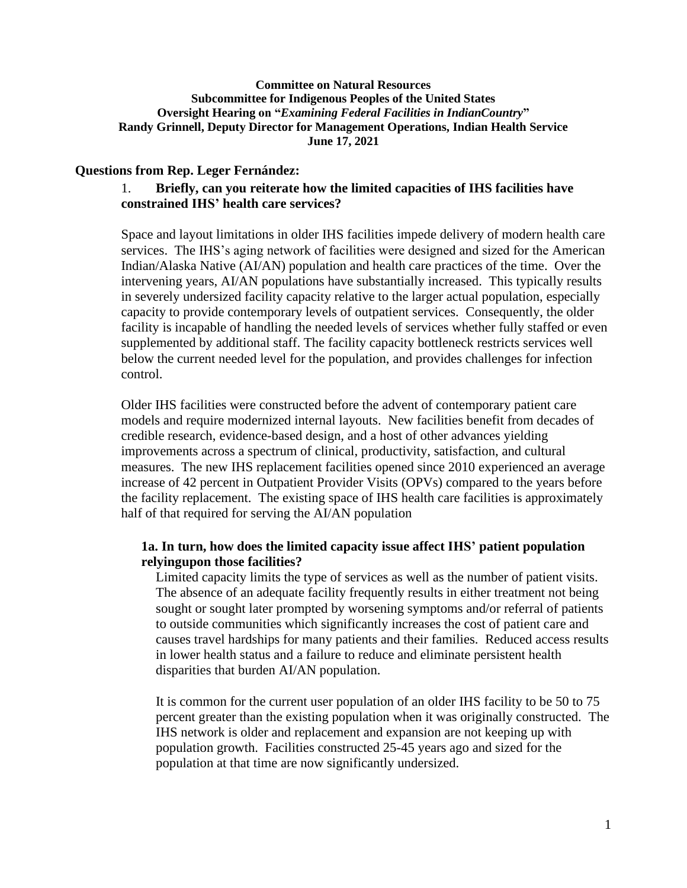**Committee on Natural Resources**
**Subcommittee for Indigenous Peoples of the United States**
**Oversight Hearing on "*Examining Federal Facilities in IndianCountry*"**
**Randy Grinnell, Deputy Director for Management Operations, Indian Health Service**
**June 17, 2021**

## Questions from Rep. Leger Fernández:

1. **Briefly, can you reiterate how the limited capacities of IHS facilities have constrained IHS' health care services?**

Space and layout limitations in older IHS facilities impede delivery of modern health care services. The IHS's aging network of facilities were designed and sized for the American Indian/Alaska Native (AI/AN) population and health care practices of the time. Over the intervening years, AI/AN populations have substantially increased. This typically results in severely undersized facility capacity relative to the larger actual population, especially capacity to provide contemporary levels of outpatient services. Consequently, the older facility is incapable of handling the needed levels of services whether fully staffed or even supplemented by additional staff. The facility capacity bottleneck restricts services well below the current needed level for the population, and provides challenges for infection control.

Older IHS facilities were constructed before the advent of contemporary patient care models and require modernized internal layouts. New facilities benefit from decades of credible research, evidence-based design, and a host of other advances yielding improvements across a spectrum of clinical, productivity, satisfaction, and cultural measures. The new IHS replacement facilities opened since 2010 experienced an average increase of 42 percent in Outpatient Provider Visits (OPVs) compared to the years before the facility replacement. The existing space of IHS health care facilities is approximately half of that required for serving the AI/AN population

**1a. In turn, how does the limited capacity issue affect IHS' patient population relyingupon those facilities?**

Limited capacity limits the type of services as well as the number of patient visits. The absence of an adequate facility frequently results in either treatment not being sought or sought later prompted by worsening symptoms and/or referral of patients to outside communities which significantly increases the cost of patient care and causes travel hardships for many patients and their families. Reduced access results in lower health status and a failure to reduce and eliminate persistent health disparities that burden AI/AN population.

It is common for the current user population of an older IHS facility to be 50 to 75 percent greater than the existing population when it was originally constructed. The IHS network is older and replacement and expansion are not keeping up with population growth. Facilities constructed 25-45 years ago and sized for the population at that time are now significantly undersized.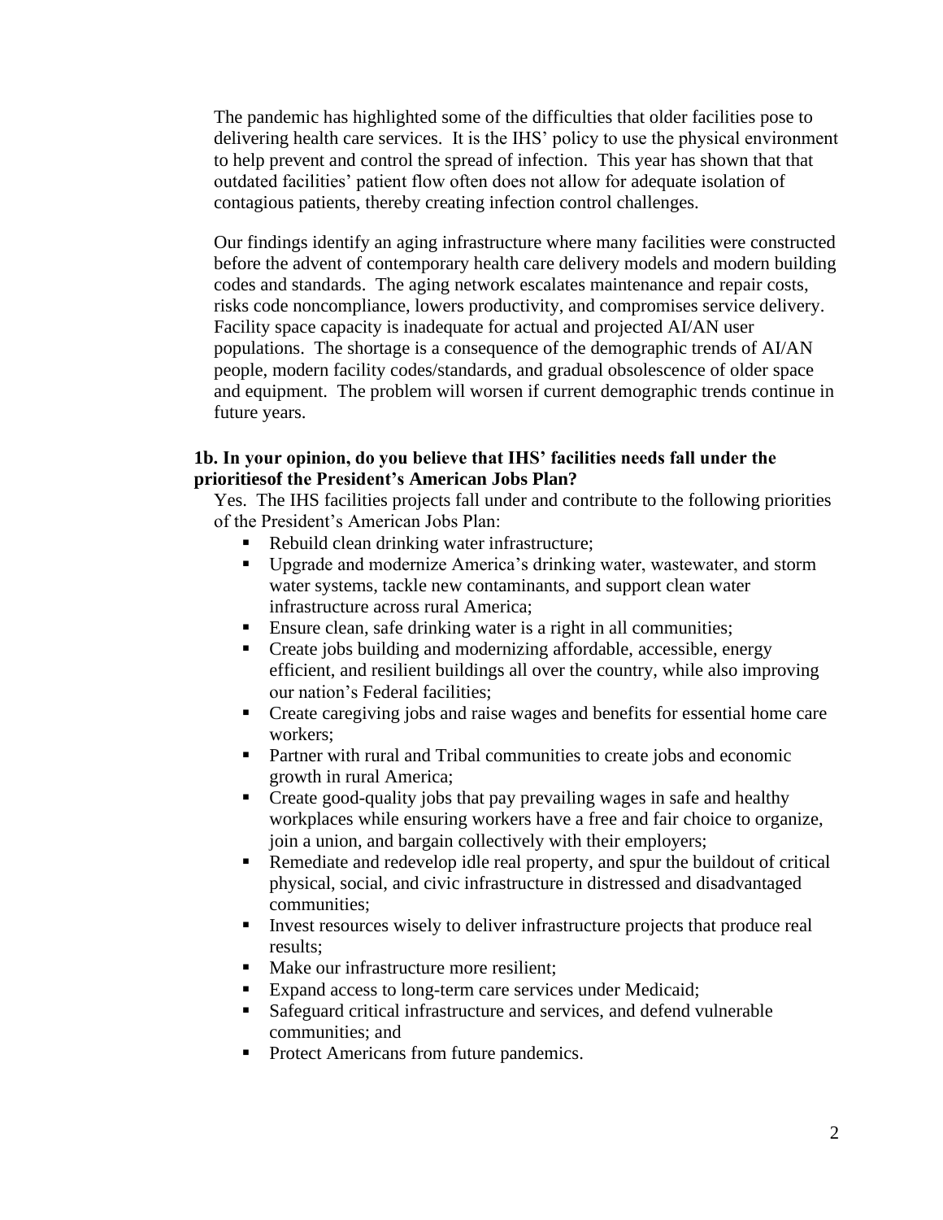The pandemic has highlighted some of the difficulties that older facilities pose to delivering health care services. It is the IHS' policy to use the physical environment to help prevent and control the spread of infection. This year has shown that that outdated facilities' patient flow often does not allow for adequate isolation of contagious patients, thereby creating infection control challenges.

Our findings identify an aging infrastructure where many facilities were constructed before the advent of contemporary health care delivery models and modern building codes and standards. The aging network escalates maintenance and repair costs, risks code noncompliance, lowers productivity, and compromises service delivery. Facility space capacity is inadequate for actual and projected AI/AN user populations. The shortage is a consequence of the demographic trends of AI/AN people, modern facility codes/standards, and gradual obsolescence of older space and equipment. The problem will worsen if current demographic trends continue in future years.

**1b. In your opinion, do you believe that IHS' facilities needs fall under the prioritiesof the President's American Jobs Plan?**

Yes. The IHS facilities projects fall under and contribute to the following priorities of the President's American Jobs Plan:

- Rebuild clean drinking water infrastructure;
- Upgrade and modernize America's drinking water, wastewater, and storm water systems, tackle new contaminants, and support clean water infrastructure across rural America;
- Ensure clean, safe drinking water is a right in all communities;
- Create jobs building and modernizing affordable, accessible, energy efficient, and resilient buildings all over the country, while also improving our nation's Federal facilities;
- Create caregiving jobs and raise wages and benefits for essential home care workers;
- Partner with rural and Tribal communities to create jobs and economic growth in rural America;
- Create good-quality jobs that pay prevailing wages in safe and healthy workplaces while ensuring workers have a free and fair choice to organize, join a union, and bargain collectively with their employers;
- Remediate and redevelop idle real property, and spur the buildout of critical physical, social, and civic infrastructure in distressed and disadvantaged communities;
- Invest resources wisely to deliver infrastructure projects that produce real results;
- Make our infrastructure more resilient;
- Expand access to long-term care services under Medicaid;
- Safeguard critical infrastructure and services, and defend vulnerable communities; and
- Protect Americans from future pandemics.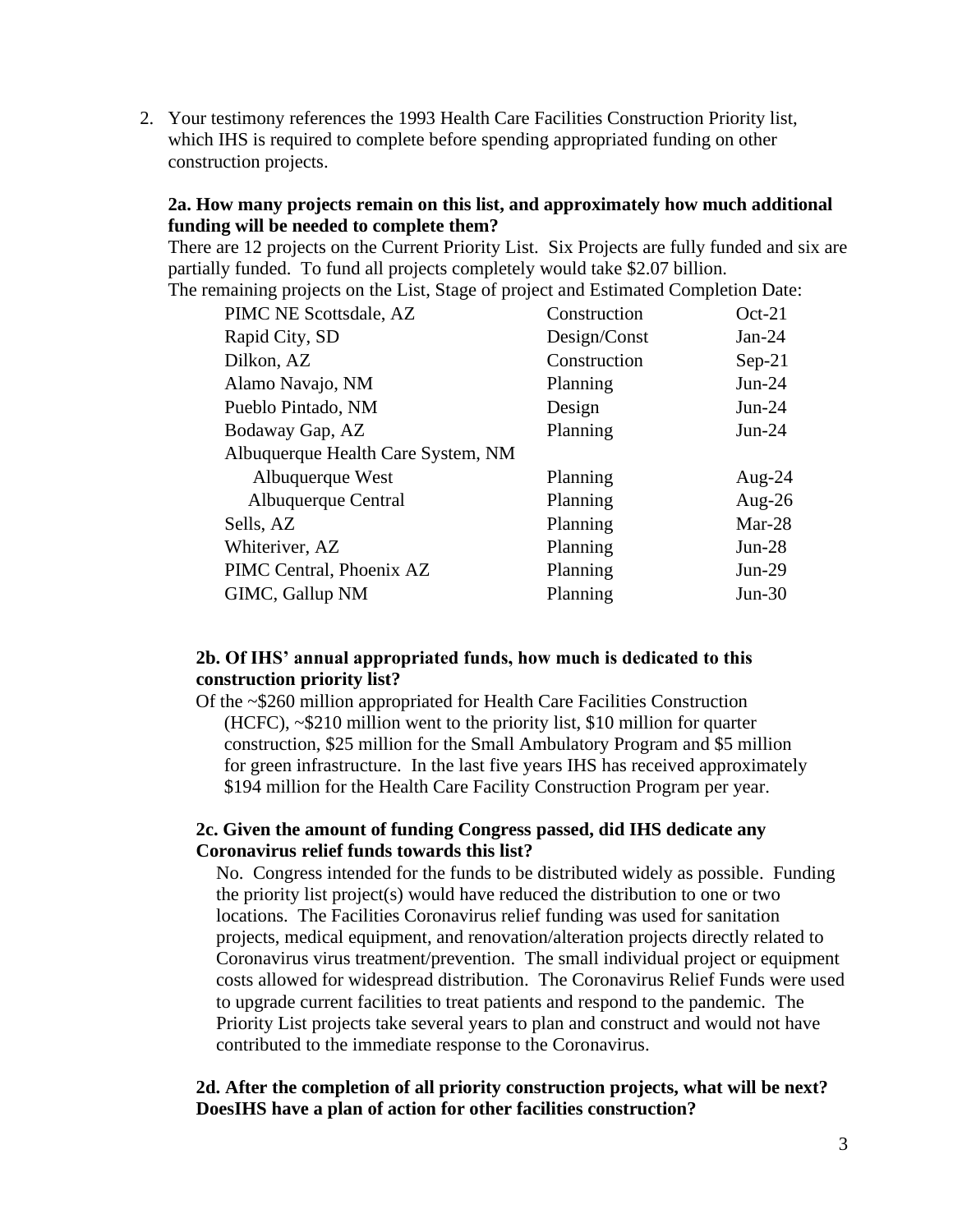2. Your testimony references the 1993 Health Care Facilities Construction Priority list, which IHS is required to complete before spending appropriated funding on other construction projects.

**2a. How many projects remain on this list, and approximately how much additional funding will be needed to complete them?**

There are 12 projects on the Current Priority List. Six Projects are fully funded and six are partially funded. To fund all projects completely would take $2.07 billion.

The remaining projects on the List, Stage of project and Estimated Completion Date:

| Project | Stage | Estimated Completion Date |
|---|---|---|
| PIMC NE Scottsdale, AZ | Construction | Oct-21 |
| Rapid City, SD | Design/Const | Jan-24 |
| Dilkon, AZ | Construction | Sep-21 |
| Alamo Navajo, NM | Planning | Jun-24 |
| Pueblo Pintado, NM | Design | Jun-24 |
| Bodaway Gap, AZ | Planning | Jun-24 |
| Albuquerque Health Care System, NM | | |
| Albuquerque West | Planning | Aug-24 |
| Albuquerque Central | Planning | Aug-26 |
| Sells, AZ | Planning | Mar-28 |
| Whiteriver, AZ | Planning | Jun-28 |
| PIMC Central, Phoenix AZ | Planning | Jun-29 |
| GIMC, Gallup NM | Planning | Jun-30 |

**2b. Of IHS' annual appropriated funds, how much is dedicated to this construction priority list?**

Of the ~$260 million appropriated for Health Care Facilities Construction (HCFC), ~$210 million went to the priority list, $10 million for quarter construction, $25 million for the Small Ambulatory Program and $5 million for green infrastructure. In the last five years IHS has received approximately $194 million for the Health Care Facility Construction Program per year.

**2c. Given the amount of funding Congress passed, did IHS dedicate any Coronavirus relief funds towards this list?**

No. Congress intended for the funds to be distributed widely as possible. Funding the priority list project(s) would have reduced the distribution to one or two locations. The Facilities Coronavirus relief funding was used for sanitation projects, medical equipment, and renovation/alteration projects directly related to Coronavirus virus treatment/prevention. The small individual project or equipment costs allowed for widespread distribution. The Coronavirus Relief Funds were used to upgrade current facilities to treat patients and respond to the pandemic. The Priority List projects take several years to plan and construct and would not have contributed to the immediate response to the Coronavirus.

**2d. After the completion of all priority construction projects, what will be next? DoesIHS have a plan of action for other facilities construction?**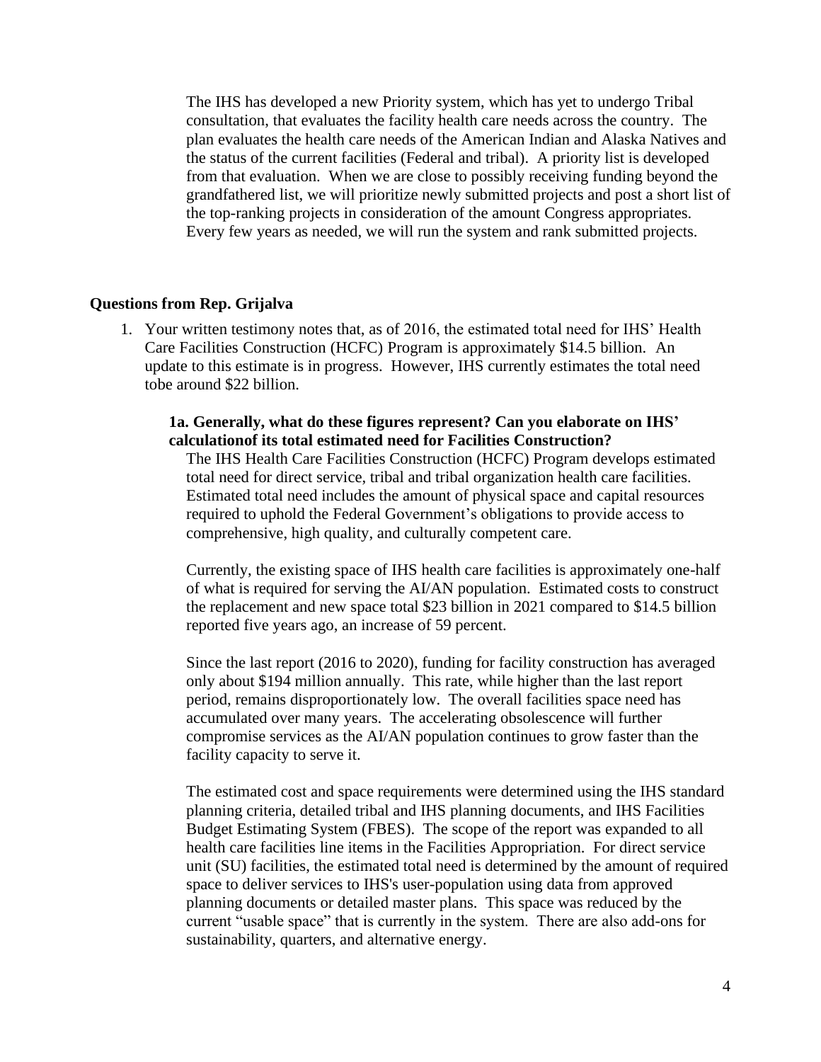The IHS has developed a new Priority system, which has yet to undergo Tribal consultation, that evaluates the facility health care needs across the country. The plan evaluates the health care needs of the American Indian and Alaska Natives and the status of the current facilities (Federal and tribal). A priority list is developed from that evaluation. When we are close to possibly receiving funding beyond the grandfathered list, we will prioritize newly submitted projects and post a short list of the top-ranking projects in consideration of the amount Congress appropriates. Every few years as needed, we will run the system and rank submitted projects.

## Questions from Rep. Grijalva

1. Your written testimony notes that, as of 2016, the estimated total need for IHS' Health Care Facilities Construction (HCFC) Program is approximately $14.5 billion. An update to this estimate is in progress. However, IHS currently estimates the total need tobe around $22 billion.

**1a. Generally, what do these figures represent? Can you elaborate on IHS' calculationof its total estimated need for Facilities Construction?**

The IHS Health Care Facilities Construction (HCFC) Program develops estimated total need for direct service, tribal and tribal organization health care facilities. Estimated total need includes the amount of physical space and capital resources required to uphold the Federal Government's obligations to provide access to comprehensive, high quality, and culturally competent care.

Currently, the existing space of IHS health care facilities is approximately one-half of what is required for serving the AI/AN population. Estimated costs to construct the replacement and new space total $23 billion in 2021 compared to $14.5 billion reported five years ago, an increase of 59 percent.

Since the last report (2016 to 2020), funding for facility construction has averaged only about $194 million annually. This rate, while higher than the last report period, remains disproportionately low. The overall facilities space need has accumulated over many years. The accelerating obsolescence will further compromise services as the AI/AN population continues to grow faster than the facility capacity to serve it.

The estimated cost and space requirements were determined using the IHS standard planning criteria, detailed tribal and IHS planning documents, and IHS Facilities Budget Estimating System (FBES). The scope of the report was expanded to all health care facilities line items in the Facilities Appropriation. For direct service unit (SU) facilities, the estimated total need is determined by the amount of required space to deliver services to IHS's user-population using data from approved planning documents or detailed master plans. This space was reduced by the current "usable space" that is currently in the system. There are also add-ons for sustainability, quarters, and alternative energy.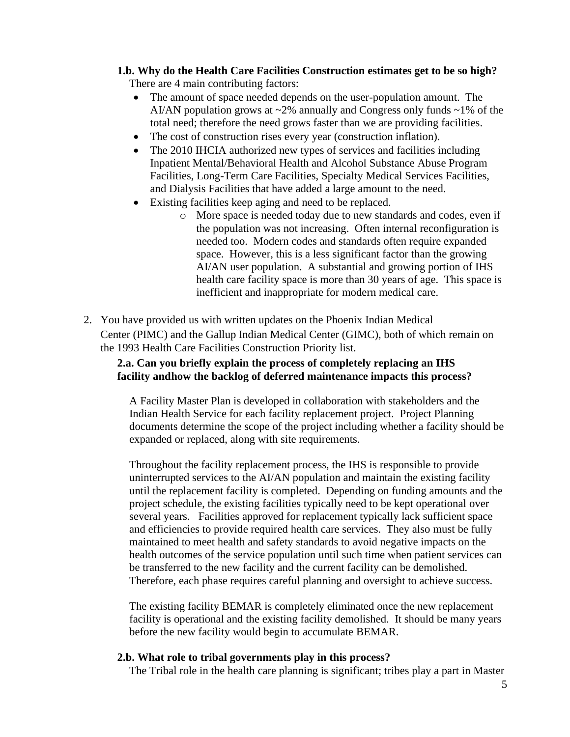**1.b. Why do the Health Care Facilities Construction estimates get to be so high?**

There are 4 main contributing factors:

- The amount of space needed depends on the user-population amount. The AI/AN population grows at ~2% annually and Congress only funds ~1% of the total need; therefore the need grows faster than we are providing facilities.
- The cost of construction rises every year (construction inflation).
- The 2010 IHCIA authorized new types of services and facilities including Inpatient Mental/Behavioral Health and Alcohol Substance Abuse Program Facilities, Long-Term Care Facilities, Specialty Medical Services Facilities, and Dialysis Facilities that have added a large amount to the need.
- Existing facilities keep aging and need to be replaced.
    - More space is needed today due to new standards and codes, even if the population was not increasing. Often internal reconfiguration is needed too. Modern codes and standards often require expanded space. However, this is a less significant factor than the growing AI/AN user population. A substantial and growing portion of IHS health care facility space is more than 30 years of age. This space is inefficient and inappropriate for modern medical care.

2. You have provided us with written updates on the Phoenix Indian Medical Center (PIMC) and the Gallup Indian Medical Center (GIMC), both of which remain on the 1993 Health Care Facilities Construction Priority list.

**2.a. Can you briefly explain the process of completely replacing an IHS facility andhow the backlog of deferred maintenance impacts this process?**

A Facility Master Plan is developed in collaboration with stakeholders and the Indian Health Service for each facility replacement project. Project Planning documents determine the scope of the project including whether a facility should be expanded or replaced, along with site requirements.

Throughout the facility replacement process, the IHS is responsible to provide uninterrupted services to the AI/AN population and maintain the existing facility until the replacement facility is completed. Depending on funding amounts and the project schedule, the existing facilities typically need to be kept operational over several years. Facilities approved for replacement typically lack sufficient space and efficiencies to provide required health care services. They also must be fully maintained to meet health and safety standards to avoid negative impacts on the health outcomes of the service population until such time when patient services can be transferred to the new facility and the current facility can be demolished. Therefore, each phase requires careful planning and oversight to achieve success.

The existing facility BEMAR is completely eliminated once the new replacement facility is operational and the existing facility demolished. It should be many years before the new facility would begin to accumulate BEMAR.

**2.b. What role to tribal governments play in this process?**

The Tribal role in the health care planning is significant; tribes play a part in Master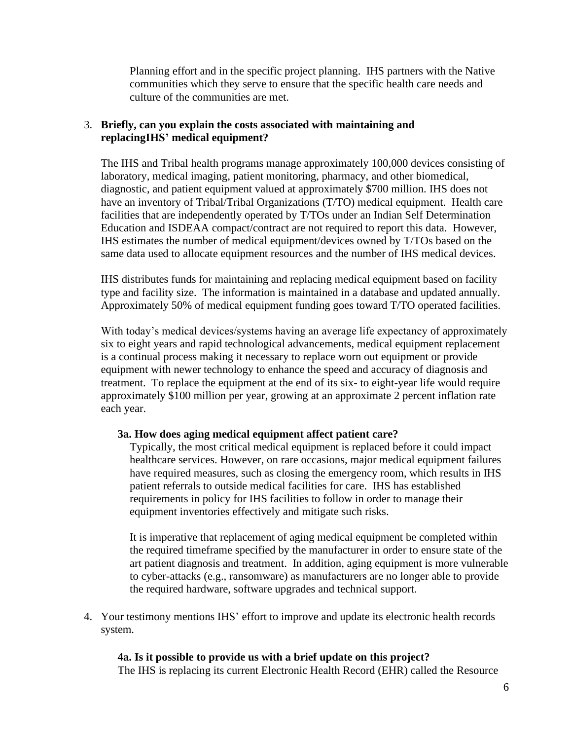Planning effort and in the specific project planning. IHS partners with the Native communities which they serve to ensure that the specific health care needs and culture of the communities are met.

3. **Briefly, can you explain the costs associated with maintaining and replacingIHS' medical equipment?**

   The IHS and Tribal health programs manage approximately 100,000 devices consisting of laboratory, medical imaging, patient monitoring, pharmacy, and other biomedical, diagnostic, and patient equipment valued at approximately $700 million. IHS does not have an inventory of Tribal/Tribal Organizations (T/TO) medical equipment. Health care facilities that are independently operated by T/TOs under an Indian Self Determination Education and ISDEAA compact/contract are not required to report this data. However, IHS estimates the number of medical equipment/devices owned by T/TOs based on the same data used to allocate equipment resources and the number of IHS medical devices.

   IHS distributes funds for maintaining and replacing medical equipment based on facility type and facility size. The information is maintained in a database and updated annually. Approximately 50% of medical equipment funding goes toward T/TO operated facilities.

   With today's medical devices/systems having an average life expectancy of approximately six to eight years and rapid technological advancements, medical equipment replacement is a continual process making it necessary to replace worn out equipment or provide equipment with newer technology to enhance the speed and accuracy of diagnosis and treatment. To replace the equipment at the end of its six- to eight-year life would require approximately $100 million per year, growing at an approximate 2 percent inflation rate each year.

   **3a. How does aging medical equipment affect patient care?**

   Typically, the most critical medical equipment is replaced before it could impact healthcare services. However, on rare occasions, major medical equipment failures have required measures, such as closing the emergency room, which results in IHS patient referrals to outside medical facilities for care. IHS has established requirements in policy for IHS facilities to follow in order to manage their equipment inventories effectively and mitigate such risks.

   It is imperative that replacement of aging medical equipment be completed within the required timeframe specified by the manufacturer in order to ensure state of the art patient diagnosis and treatment. In addition, aging equipment is more vulnerable to cyber-attacks (e.g., ransomware) as manufacturers are no longer able to provide the required hardware, software upgrades and technical support.

4. Your testimony mentions IHS' effort to improve and update its electronic health records system.

   **4a. Is it possible to provide us with a brief update on this project?**

   The IHS is replacing its current Electronic Health Record (EHR) called the Resource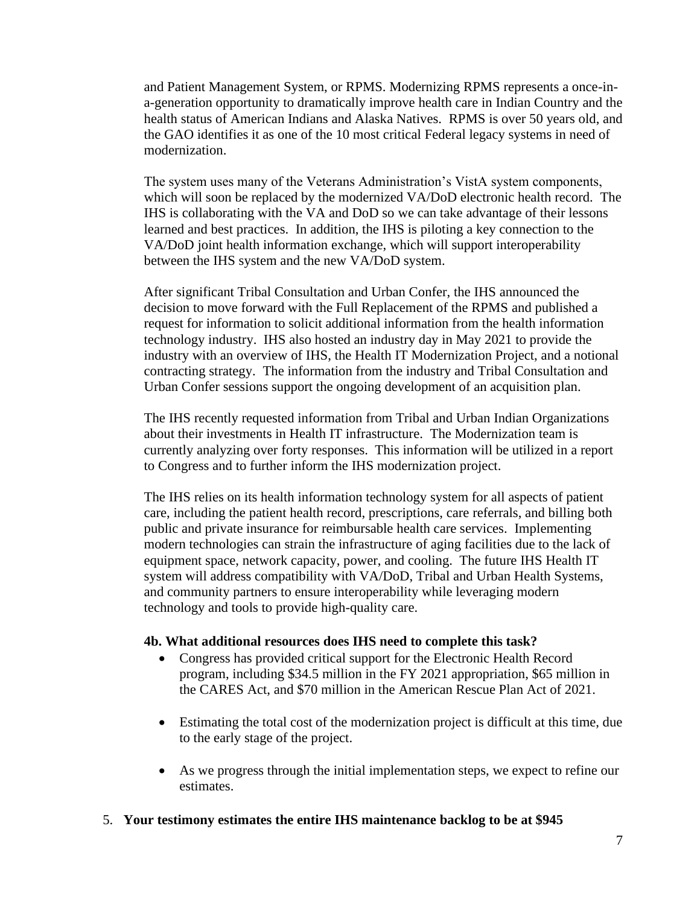and Patient Management System, or RPMS. Modernizing RPMS represents a once-in-a-generation opportunity to dramatically improve health care in Indian Country and the health status of American Indians and Alaska Natives. RPMS is over 50 years old, and the GAO identifies it as one of the 10 most critical Federal legacy systems in need of modernization.

The system uses many of the Veterans Administration's VistA system components, which will soon be replaced by the modernized VA/DoD electronic health record. The IHS is collaborating with the VA and DoD so we can take advantage of their lessons learned and best practices. In addition, the IHS is piloting a key connection to the VA/DoD joint health information exchange, which will support interoperability between the IHS system and the new VA/DoD system.

After significant Tribal Consultation and Urban Confer, the IHS announced the decision to move forward with the Full Replacement of the RPMS and published a request for information to solicit additional information from the health information technology industry. IHS also hosted an industry day in May 2021 to provide the industry with an overview of IHS, the Health IT Modernization Project, and a notional contracting strategy. The information from the industry and Tribal Consultation and Urban Confer sessions support the ongoing development of an acquisition plan.

The IHS recently requested information from Tribal and Urban Indian Organizations about their investments in Health IT infrastructure. The Modernization team is currently analyzing over forty responses. This information will be utilized in a report to Congress and to further inform the IHS modernization project.

The IHS relies on its health information technology system for all aspects of patient care, including the patient health record, prescriptions, care referrals, and billing both public and private insurance for reimbursable health care services. Implementing modern technologies can strain the infrastructure of aging facilities due to the lack of equipment space, network capacity, power, and cooling. The future IHS Health IT system will address compatibility with VA/DoD, Tribal and Urban Health Systems, and community partners to ensure interoperability while leveraging modern technology and tools to provide high-quality care.

**4b. What additional resources does IHS need to complete this task?**

- Congress has provided critical support for the Electronic Health Record program, including $34.5 million in the FY 2021 appropriation, $65 million in the CARES Act, and $70 million in the American Rescue Plan Act of 2021.

- Estimating the total cost of the modernization project is difficult at this time, due to the early stage of the project.

- As we progress through the initial implementation steps, we expect to refine our estimates.

5. **Your testimony estimates the entire IHS maintenance backlog to be at $945**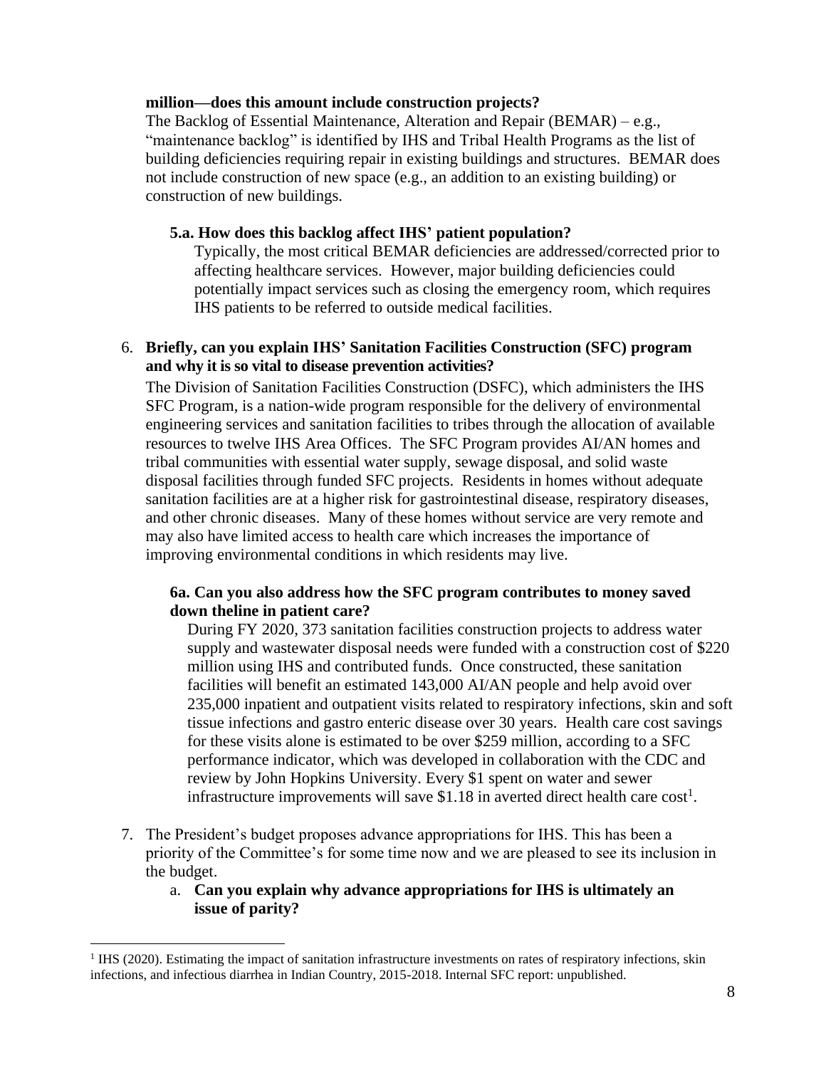**million—does this amount include construction projects?**

The Backlog of Essential Maintenance, Alteration and Repair (BEMAR) – e.g., "maintenance backlog" is identified by IHS and Tribal Health Programs as the list of building deficiencies requiring repair in existing buildings and structures. BEMAR does not include construction of new space (e.g., an addition to an existing building) or construction of new buildings.

**5.a. How does this backlog affect IHS' patient population?**

Typically, the most critical BEMAR deficiencies are addressed/corrected prior to affecting healthcare services. However, major building deficiencies could potentially impact services such as closing the emergency room, which requires IHS patients to be referred to outside medical facilities.

6. **Briefly, can you explain IHS' Sanitation Facilities Construction (SFC) program and why it is so vital to disease prevention activities?**

   The Division of Sanitation Facilities Construction (DSFC), which administers the IHS SFC Program, is a nation-wide program responsible for the delivery of environmental engineering services and sanitation facilities to tribes through the allocation of available resources to twelve IHS Area Offices. The SFC Program provides AI/AN homes and tribal communities with essential water supply, sewage disposal, and solid waste disposal facilities through funded SFC projects. Residents in homes without adequate sanitation facilities are at a higher risk for gastrointestinal disease, respiratory diseases, and other chronic diseases. Many of these homes without service are very remote and may also have limited access to health care which increases the importance of improving environmental conditions in which residents may live.

   **6a. Can you also address how the SFC program contributes to money saved down theline in patient care?**

   During FY 2020, 373 sanitation facilities construction projects to address water supply and wastewater disposal needs were funded with a construction cost of $220 million using IHS and contributed funds. Once constructed, these sanitation facilities will benefit an estimated 143,000 AI/AN people and help avoid over 235,000 inpatient and outpatient visits related to respiratory infections, skin and soft tissue infections and gastro enteric disease over 30 years. Health care cost savings for these visits alone is estimated to be over $259 million, according to a SFC performance indicator, which was developed in collaboration with the CDC and review by John Hopkins University. Every $1 spent on water and sewer infrastructure improvements will save $1.18 in averted direct health care cost[1].

7. The President's budget proposes advance appropriations for IHS. This has been a priority of the Committee's for some time now and we are pleased to see its inclusion in the budget.

   a. **Can you explain why advance appropriations for IHS is ultimately an issue of parity?**

---

[1] IHS (2020). Estimating the impact of sanitation infrastructure investments on rates of respiratory infections, skin infections, and infectious diarrhea in Indian Country, 2015-2018. Internal SFC report: unpublished.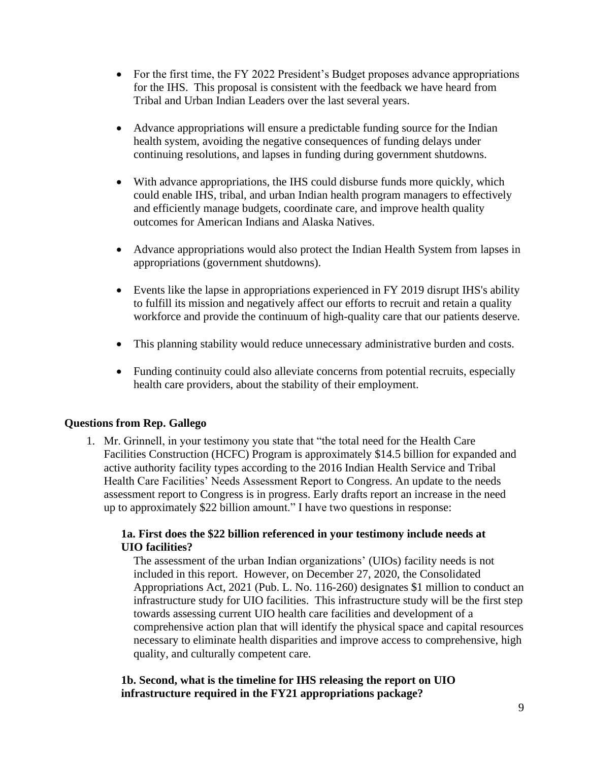- For the first time, the FY 2022 President's Budget proposes advance appropriations for the IHS. This proposal is consistent with the feedback we have heard from Tribal and Urban Indian Leaders over the last several years.

- Advance appropriations will ensure a predictable funding source for the Indian health system, avoiding the negative consequences of funding delays under continuing resolutions, and lapses in funding during government shutdowns.

- With advance appropriations, the IHS could disburse funds more quickly, which could enable IHS, tribal, and urban Indian health program managers to effectively and efficiently manage budgets, coordinate care, and improve health quality outcomes for American Indians and Alaska Natives.

- Advance appropriations would also protect the Indian Health System from lapses in appropriations (government shutdowns).

- Events like the lapse in appropriations experienced in FY 2019 disrupt IHS's ability to fulfill its mission and negatively affect our efforts to recruit and retain a quality workforce and provide the continuum of high-quality care that our patients deserve.

- This planning stability would reduce unnecessary administrative burden and costs.

- Funding continuity could also alleviate concerns from potential recruits, especially health care providers, about the stability of their employment.

**Questions from Rep. Gallego**

1. Mr. Grinnell, in your testimony you state that "the total need for the Health Care Facilities Construction (HCFC) Program is approximately $14.5 billion for expanded and active authority facility types according to the 2016 Indian Health Service and Tribal Health Care Facilities' Needs Assessment Report to Congress. An update to the needs assessment report to Congress is in progress. Early drafts report an increase in the need up to approximately $22 billion amount." I have two questions in response:

   **1a. First does the $22 billion referenced in your testimony include needs at UIO facilities?**

   The assessment of the urban Indian organizations' (UIOs) facility needs is not included in this report. However, on December 27, 2020, the Consolidated Appropriations Act, 2021 (Pub. L. No. 116-260) designates $1 million to conduct an infrastructure study for UIO facilities. This infrastructure study will be the first step towards assessing current UIO health care facilities and development of a comprehensive action plan that will identify the physical space and capital resources necessary to eliminate health disparities and improve access to comprehensive, high quality, and culturally competent care.

   **1b. Second, what is the timeline for IHS releasing the report on UIO infrastructure required in the FY21 appropriations package?**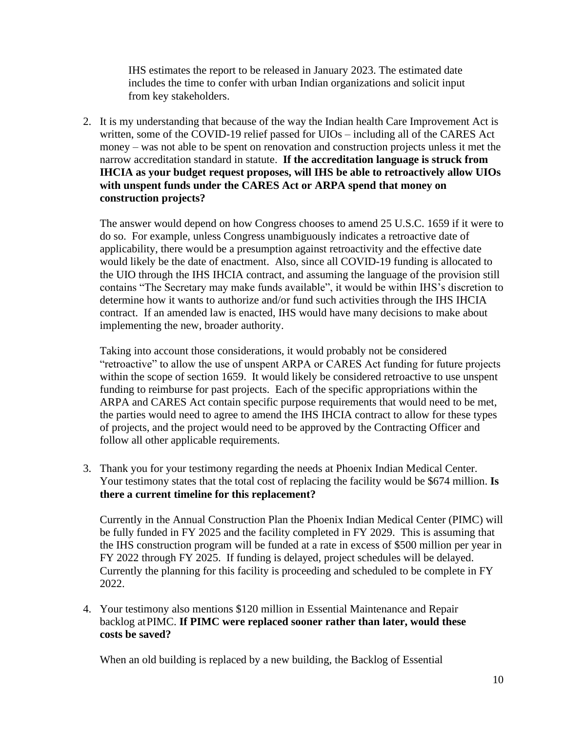IHS estimates the report to be released in January 2023. The estimated date includes the time to confer with urban Indian organizations and solicit input from key stakeholders.

2. It is my understanding that because of the way the Indian health Care Improvement Act is written, some of the COVID-19 relief passed for UIOs – including all of the CARES Act money – was not able to be spent on renovation and construction projects unless it met the narrow accreditation standard in statute. **If the accreditation language is struck from IHCIA as your budget request proposes, will IHS be able to retroactively allow UIOs with unspent funds under the CARES Act or ARPA spend that money on construction projects?**

   The answer would depend on how Congress chooses to amend 25 U.S.C. 1659 if it were to do so. For example, unless Congress unambiguously indicates a retroactive date of applicability, there would be a presumption against retroactivity and the effective date would likely be the date of enactment. Also, since all COVID-19 funding is allocated to the UIO through the IHS IHCIA contract, and assuming the language of the provision still contains "The Secretary may make funds available", it would be within IHS's discretion to determine how it wants to authorize and/or fund such activities through the IHS IHCIA contract. If an amended law is enacted, IHS would have many decisions to make about implementing the new, broader authority.

   Taking into account those considerations, it would probably not be considered "retroactive" to allow the use of unspent ARPA or CARES Act funding for future projects within the scope of section 1659. It would likely be considered retroactive to use unspent funding to reimburse for past projects. Each of the specific appropriations within the ARPA and CARES Act contain specific purpose requirements that would need to be met, the parties would need to agree to amend the IHS IHCIA contract to allow for these types of projects, and the project would need to be approved by the Contracting Officer and follow all other applicable requirements.

3. Thank you for your testimony regarding the needs at Phoenix Indian Medical Center. Your testimony states that the total cost of replacing the facility would be $674 million. **Is there a current timeline for this replacement?**

   Currently in the Annual Construction Plan the Phoenix Indian Medical Center (PIMC) will be fully funded in FY 2025 and the facility completed in FY 2029. This is assuming that the IHS construction program will be funded at a rate in excess of $500 million per year in FY 2022 through FY 2025. If funding is delayed, project schedules will be delayed. Currently the planning for this facility is proceeding and scheduled to be complete in FY 2022.

4. Your testimony also mentions $120 million in Essential Maintenance and Repair backlog at PIMC. **If PIMC were replaced sooner rather than later, would these costs be saved?**

   When an old building is replaced by a new building, the Backlog of Essential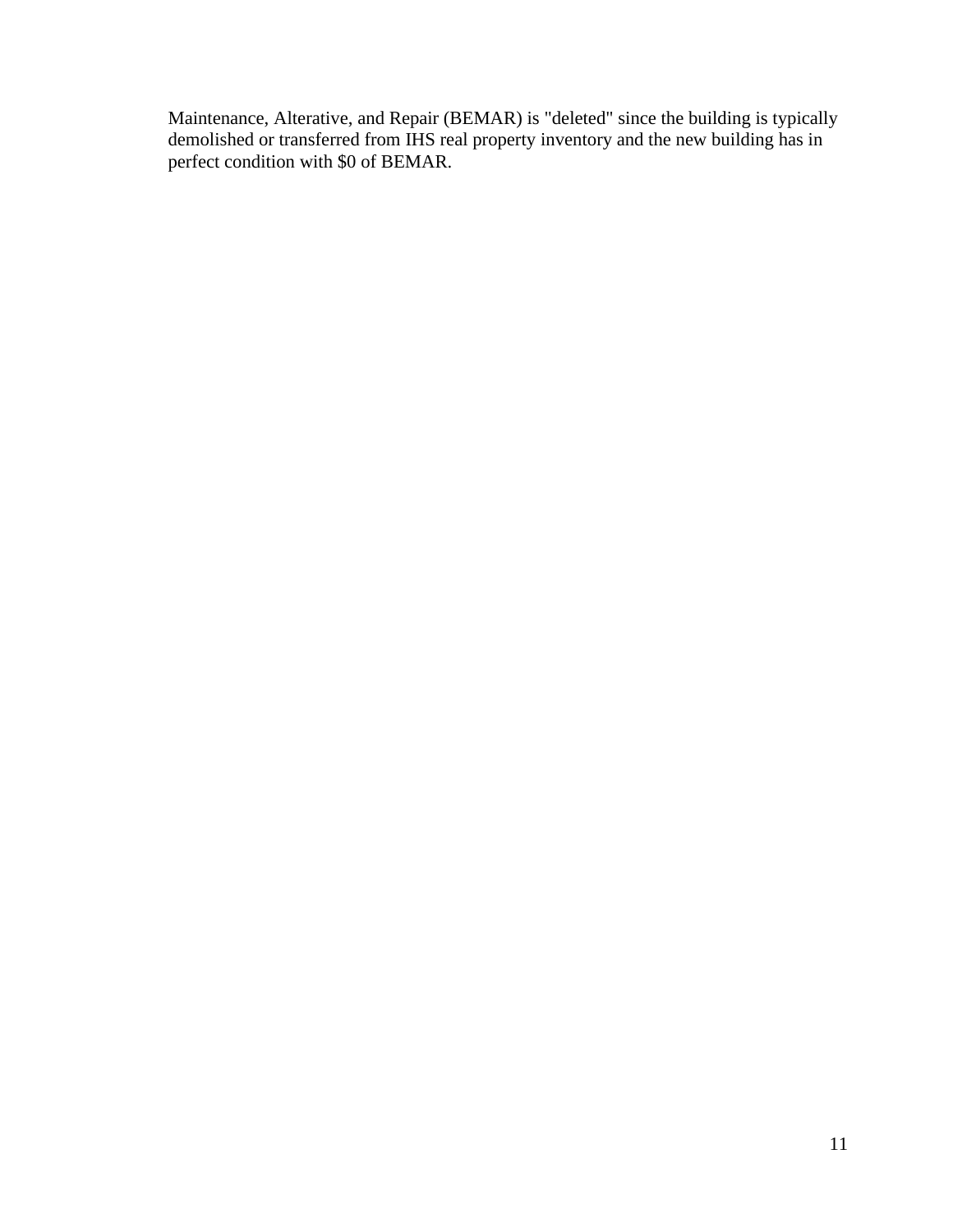Maintenance, Alterative, and Repair (BEMAR) is "deleted" since the building is typically demolished or transferred from IHS real property inventory and the new building has in perfect condition with $0 of BEMAR.